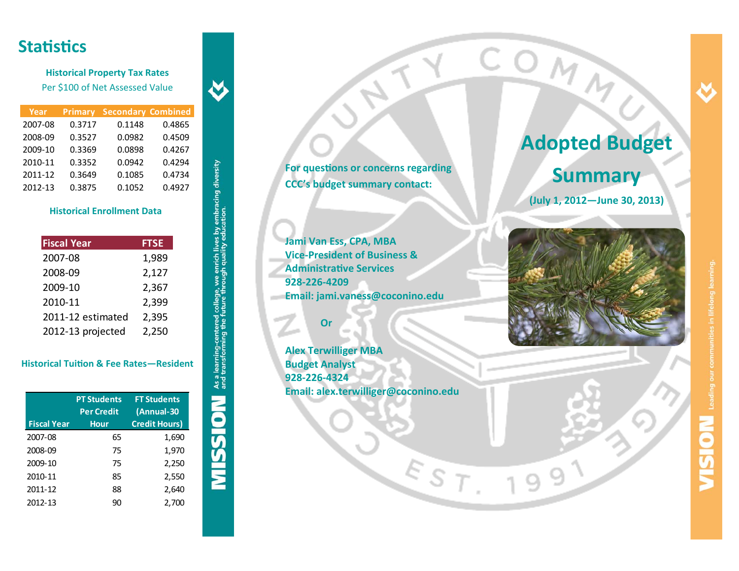## Statistics

### Historical Property Tax Rates

Per $100 of Net Assessed Value

| Year | Primary | Secondary | Combined |
|---|---|---|---|
| 2007-08 | 0.3717 | 0.1148 | 0.4865 |
| 2008-09 | 0.3527 | 0.0982 | 0.4509 |
| 2009-10 | 0.3369 | 0.0898 | 0.4267 |
| 2010-11 | 0.3352 | 0.0942 | 0.4294 |
| 2011-12 | 0.3649 | 0.1085 | 0.4734 |
| 2012-13 | 0.3875 | 0.1052 | 0.4927 |

### Historical Enrollment Data

| Fiscal Year | FTSE |
|---|---|
| 2007-08 | 1,989 |
| 2008-09 | 2,127 |
| 2009-10 | 2,367 |
| 2010-11 | 2,399 |
| 2011-12 estimated | 2,395 |
| 2012-13 projected | 2,250 |

### Historical Tuition & Fee Rates—Resident

| Fiscal Year | PT Students Per Credit Hour | FT Students (Annual-30 Credit Hours) |
|---|---|---|
| 2007-08 | 65 | 1,690 |
| 2008-09 | 75 | 1,970 |
| 2009-10 | 75 | 2,250 |
| 2010-11 | 85 | 2,550 |
| 2011-12 | 88 | 2,640 |
| 2012-13 | 90 | 2,700 |

**MISSION** As a learning-centered college, we enrich lives by embracing diversity and transforming the future through quality education.

**For questions or concerns regarding CCC's budget summary contact:**

**Jami Van Ess, CPA, MBA**
**Vice-President of Business & Administrative Services**
**928-226-4209**
**Email: jami.vaness@coconino.edu**

**Or**

**Alex Terwilliger MBA**
**Budget Analyst**
**928-226-4324**
**Email: alex.terwilliger@coconino.edu**

# Adopted Budget Summary

**(July 1, 2012—June 30, 2013)**

**VISION** Leading our communities in lifelong learning.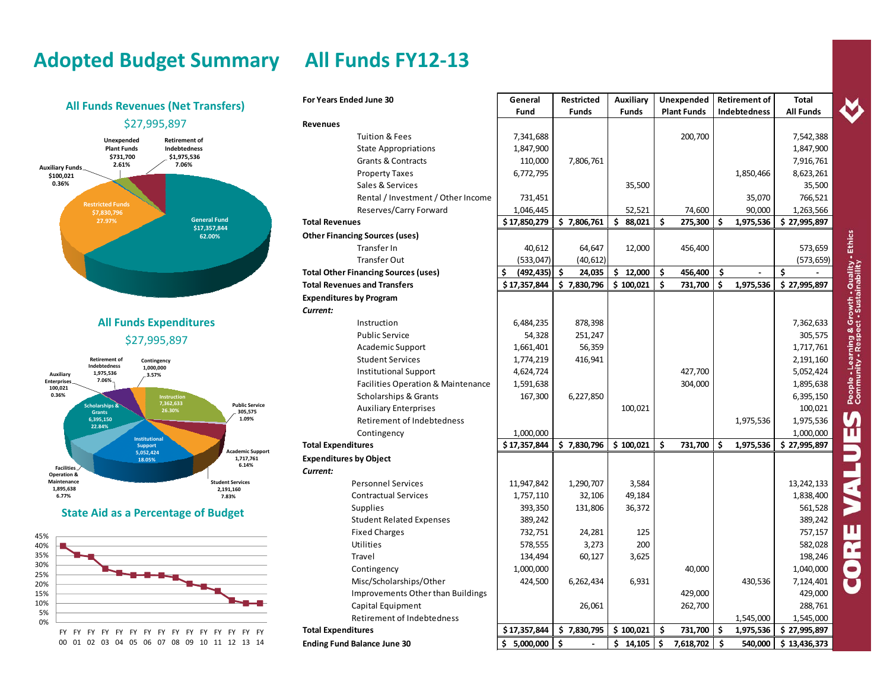# Adopted Budget Summary All Funds FY12-13

## All Funds Revenues (Net Transfers)

$27,995,897

Unexpended Plant Funds $731,700 2.61%

Retirement of Indebtedness $1,975,536 7.06%

Auxiliary Funds $100,021 0.36%

Restricted Funds $7,830,796 27.97%

General Fund $17,357,844 62.00%

## All Funds Expenditures

$27,995,897

Retirement of Indebtedness 1,975,536 7.06%

Contingency 1,000,000 3.57%

Auxiliary Enterprises 100,021 0.36%

Scholarships & Grants 6,395,150 22.84%

Instruction 7,362,633 26.30%

Public Service 305,575 1.09%

Institutional Support 5,052,424 18.05%

Academic Support 1,717,761 6.14%

Facilities Operation & Maintenance 1,895,638 6.77%

Student Services 2,191,160 7.83%

## State Aid as a Percentage of Budget

45% 40% 35% 30% 25% 20% 15% 10% 5% 0%

FY 00 FY 01 FY 02 FY 03 FY 04 FY 05 FY 06 FY 07 FY 08 FY 09 FY 10 FY 11 FY 12 FY 13 FY 14

| For Years Ended June 30 | General Fund | Restricted Funds | Auxiliary Funds | Unexpended Plant Funds | Retirement of Indebtedness | Total All Funds |
|---|---|---|---|---|---|---|
| **Revenues** | | | | | | |
| Tuition & Fees | 7,341,688 | | | 200,700 | | 7,542,388 |
| State Appropriations | 1,847,900 | | | | | 1,847,900 |
| Grants & Contracts | 110,000 | 7,806,761 | | | | 7,916,761 |
| Property Taxes | 6,772,795 | | | | 1,850,466 | 8,623,261 |
| Sales & Services | | | 35,500 | | | 35,500 |
| Rental / Investment / Other Income | 731,451 | | | | 35,070 | 766,521 |
| Reserves/Carry Forward | 1,046,445 | | 52,521 | 74,600 | 90,000 | 1,263,566 |
| **Total Revenues** | $ 17,850,279 | $ 7,806,761 | $ 88,021 | $ 275,300 | $ 1,975,536 | $ 27,995,897 |
| **Other Financing Sources (uses)** | | | | | | |
| Transfer In | 40,612 | 64,647 | 12,000 | 456,400 | | 573,659 |
| Transfer Out | (533,047) | (40,612) | | | | (573,659) |
| **Total Other Financing Sources (uses)** | $ (492,435) | $ 24,035 | $ 12,000 | $ 456,400 | $ - | $ - |
| **Total Revenues and Transfers** | $ 17,357,844 | $ 7,830,796 | $ 100,021 | $ 731,700 | $ 1,975,536 | $ 27,995,897 |
| **Expenditures by Program** | | | | | | |
| ***Current:*** | | | | | | |
| Instruction | 6,484,235 | 878,398 | | | | 7,362,633 |
| Public Service | 54,328 | 251,247 | | | | 305,575 |
| Academic Support | 1,661,401 | 56,359 | | | | 1,717,761 |
| Student Services | 1,774,219 | 416,941 | | | | 2,191,160 |
| Institutional Support | 4,624,724 | | | 427,700 | | 5,052,424 |
| Facilities Operation & Maintenance | 1,591,638 | | | 304,000 | | 1,895,638 |
| Scholarships & Grants | 167,300 | 6,227,850 | | | | 6,395,150 |
| Auxiliary Enterprises | | | 100,021 | | | 100,021 |
| Retirement of Indebtedness | | | | | 1,975,536 | 1,975,536 |
| Contingency | 1,000,000 | | | | | 1,000,000 |
| **Total Expenditures** | $ 17,357,844 | $ 7,830,796 | $ 100,021 | $ 731,700 | $ 1,975,536 | $ 27,995,897 |
| **Expenditures by Object** | | | | | | |
| ***Current:*** | | | | | | |
| Personnel Services | 11,947,842 | 1,290,707 | 3,584 | | | 13,242,133 |
| Contractual Services | 1,757,110 | 32,106 | 49,184 | | | 1,838,400 |
| Supplies | 393,350 | 131,806 | 36,372 | | | 561,528 |
| Student Related Expenses | 389,242 | | | | | 389,242 |
| Fixed Charges | 732,751 | 24,281 | 125 | | | 757,157 |
| Utilities | 578,555 | 3,273 | 200 | | | 582,028 |
| Travel | 134,494 | 60,127 | 3,625 | | | 198,246 |
| Contingency | 1,000,000 | | | 40,000 | | 1,040,000 |
| Misc/Scholarships/Other | 424,500 | 6,262,434 | 6,931 | | 430,536 | 7,124,401 |
| Improvements Other than Buildings | | | | 429,000 | | 429,000 |
| Capital Equipment | | 26,061 | | 262,700 | | 288,761 |
| Retirement of Indebtedness | | | | | 1,545,000 | 1,545,000 |
| **Total Expenditures** | $ 17,357,844 | $ 7,830,795 | $ 100,021 | $ 731,700 | $ 1,975,536 | $ 27,995,897 |
| **Ending Fund Balance June 30** | $ 5,000,000 | $ - | $ 14,105 | $ 7,618,702 | $ 540,000 | $ 13,436,373 |

**CORE VALUES** People • Learning & Growth • Quality • Ethics Community • Respect • Sustainability